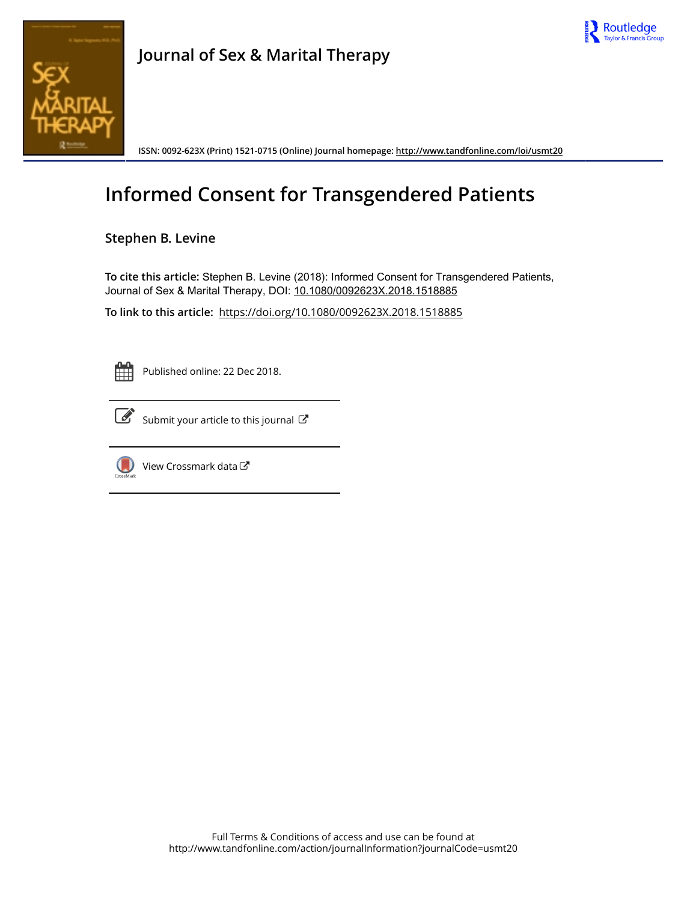# Journal of Sex & Marital Therapy

ISSN: 0092-623X (Print) 1521-0715 (Online) Journal homepage: http://www.tandfonline.com/loi/usmt20

# Informed Consent for Transgendered Patients

**Stephen B. Levine**

**To cite this article:** Stephen B. Levine (2018): Informed Consent for Transgendered Patients, Journal of Sex & Marital Therapy, DOI: 10.1080/0092623X.2018.1518885

**To link to this article:** https://doi.org/10.1080/0092623X.2018.1518885

Published online: 22 Dec 2018.

Submit your article to this journal

View Crossmark data

Full Terms & Conditions of access and use can be found at
http://www.tandfonline.com/action/journalInformation?journalCode=usmt20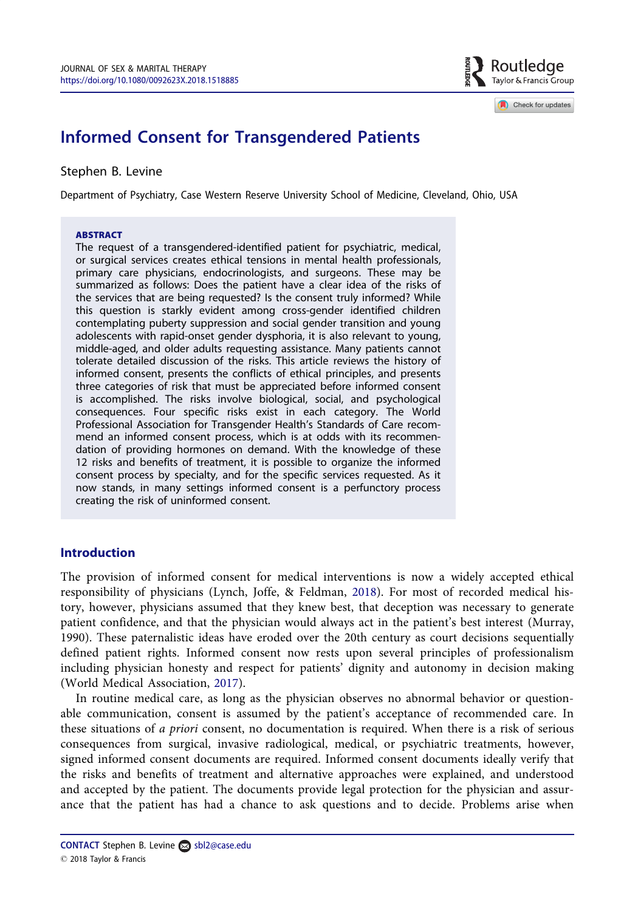# Informed Consent for Transgendered Patients

Stephen B. Levine

Department of Psychiatry, Case Western Reserve University School of Medicine, Cleveland, Ohio, USA

**ABSTRACT**

The request of a transgendered-identified patient for psychiatric, medical, or surgical services creates ethical tensions in mental health professionals, primary care physicians, endocrinologists, and surgeons. These may be summarized as follows: Does the patient have a clear idea of the risks of the services that are being requested? Is the consent truly informed? While this question is starkly evident among cross-gender identified children contemplating puberty suppression and social gender transition and young adolescents with rapid-onset gender dysphoria, it is also relevant to young, middle-aged, and older adults requesting assistance. Many patients cannot tolerate detailed discussion of the risks. This article reviews the history of informed consent, presents the conflicts of ethical principles, and presents three categories of risk that must be appreciated before informed consent is accomplished. The risks involve biological, social, and psychological consequences. Four specific risks exist in each category. The World Professional Association for Transgender Health's Standards of Care recommend an informed consent process, which is at odds with its recommendation of providing hormones on demand. With the knowledge of these 12 risks and benefits of treatment, it is possible to organize the informed consent process by specialty, and for the specific services requested. As it now stands, in many settings informed consent is a perfunctory process creating the risk of uninformed consent.

## Introduction

The provision of informed consent for medical interventions is now a widely accepted ethical responsibility of physicians (Lynch, Joffe, & Feldman, 2018). For most of recorded medical history, however, physicians assumed that they knew best, that deception was necessary to generate patient confidence, and that the physician would always act in the patient's best interest (Murray, 1990). These paternalistic ideas have eroded over the 20th century as court decisions sequentially defined patient rights. Informed consent now rests upon several principles of professionalism including physician honesty and respect for patients' dignity and autonomy in decision making (World Medical Association, 2017).

In routine medical care, as long as the physician observes no abnormal behavior or questionable communication, consent is assumed by the patient's acceptance of recommended care. In these situations of *a priori* consent, no documentation is required. When there is a risk of serious consequences from surgical, invasive radiological, medical, or psychiatric treatments, however, signed informed consent documents are required. Informed consent documents ideally verify that the risks and benefits of treatment and alternative approaches were explained, and understood and accepted by the patient. The documents provide legal protection for the physician and assurance that the patient has had a chance to ask questions and to decide. Problems arise when

**CONTACT** Stephen B. Levine sbl2@case.edu

© 2018 Taylor & Francis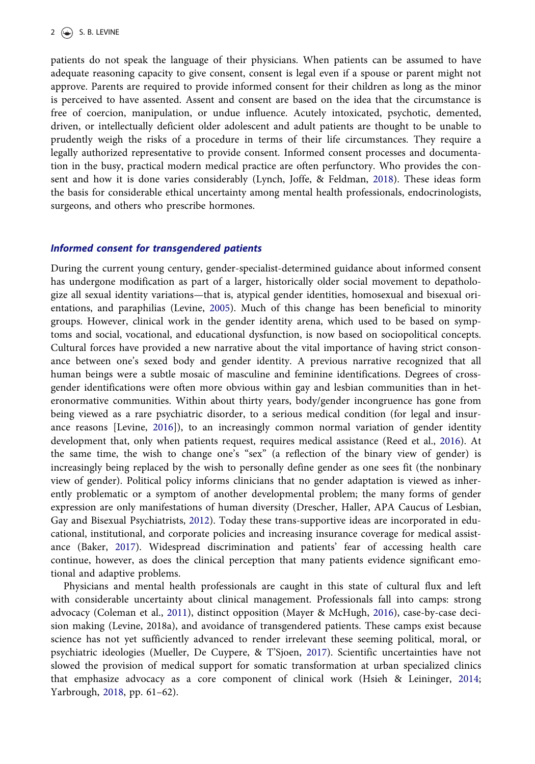patients do not speak the language of their physicians. When patients can be assumed to have adequate reasoning capacity to give consent, consent is legal even if a spouse or parent might not approve. Parents are required to provide informed consent for their children as long as the minor is perceived to have assented. Assent and consent are based on the idea that the circumstance is free of coercion, manipulation, or undue influence. Acutely intoxicated, psychotic, demented, driven, or intellectually deficient older adolescent and adult patients are thought to be unable to prudently weigh the risks of a procedure in terms of their life circumstances. They require a legally authorized representative to provide consent. Informed consent processes and documentation in the busy, practical modern medical practice are often perfunctory. Who provides the consent and how it is done varies considerably (Lynch, Joffe, & Feldman, 2018). These ideas form the basis for considerable ethical uncertainty among mental health professionals, endocrinologists, surgeons, and others who prescribe hormones.

### *Informed consent for transgendered patients*

During the current young century, gender-specialist-determined guidance about informed consent has undergone modification as part of a larger, historically older social movement to depathologize all sexual identity variations—that is, atypical gender identities, homosexual and bisexual orientations, and paraphilias (Levine, 2005). Much of this change has been beneficial to minority groups. However, clinical work in the gender identity arena, which used to be based on symptoms and social, vocational, and educational dysfunction, is now based on sociopolitical concepts. Cultural forces have provided a new narrative about the vital importance of having strict consonance between one's sexed body and gender identity. A previous narrative recognized that all human beings were a subtle mosaic of masculine and feminine identifications. Degrees of cross-gender identifications were often more obvious within gay and lesbian communities than in heteronormative communities. Within about thirty years, body/gender incongruence has gone from being viewed as a rare psychiatric disorder, to a serious medical condition (for legal and insurance reasons [Levine, 2016]), to an increasingly common normal variation of gender identity development that, only when patients request, requires medical assistance (Reed et al., 2016). At the same time, the wish to change one's "sex" (a reflection of the binary view of gender) is increasingly being replaced by the wish to personally define gender as one sees fit (the nonbinary view of gender). Political policy informs clinicians that no gender adaptation is viewed as inherently problematic or a symptom of another developmental problem; the many forms of gender expression are only manifestations of human diversity (Drescher, Haller, APA Caucus of Lesbian, Gay and Bisexual Psychiatrists, 2012). Today these trans-supportive ideas are incorporated in educational, institutional, and corporate policies and increasing insurance coverage for medical assistance (Baker, 2017). Widespread discrimination and patients' fear of accessing health care continue, however, as does the clinical perception that many patients evidence significant emotional and adaptive problems.

Physicians and mental health professionals are caught in this state of cultural flux and left with considerable uncertainty about clinical management. Professionals fall into camps: strong advocacy (Coleman et al., 2011), distinct opposition (Mayer & McHugh, 2016), case-by-case decision making (Levine, 2018a), and avoidance of transgendered patients. These camps exist because science has not yet sufficiently advanced to render irrelevant these seeming political, moral, or psychiatric ideologies (Mueller, De Cuypere, & T'Sjoen, 2017). Scientific uncertainties have not slowed the provision of medical support for somatic transformation at urban specialized clinics that emphasize advocacy as a core component of clinical work (Hsieh & Leininger, 2014; Yarbrough, 2018, pp. 61–62).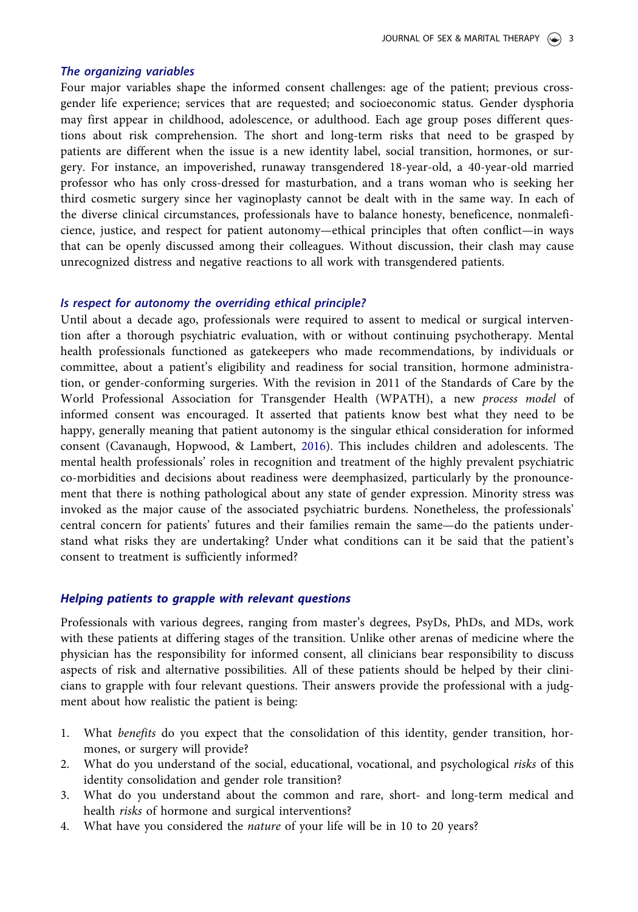### *The organizing variables*

Four major variables shape the informed consent challenges: age of the patient; previous cross-gender life experience; services that are requested; and socioeconomic status. Gender dysphoria may first appear in childhood, adolescence, or adulthood. Each age group poses different questions about risk comprehension. The short and long-term risks that need to be grasped by patients are different when the issue is a new identity label, social transition, hormones, or surgery. For instance, an impoverished, runaway transgendered 18-year-old, a 40-year-old married professor who has only cross-dressed for masturbation, and a trans woman who is seeking her third cosmetic surgery since her vaginoplasty cannot be dealt with in the same way. In each of the diverse clinical circumstances, professionals have to balance honesty, beneficence, nonmaleficience, justice, and respect for patient autonomy—ethical principles that often conflict—in ways that can be openly discussed among their colleagues. Without discussion, their clash may cause unrecognized distress and negative reactions to all work with transgendered patients.

### *Is respect for autonomy the overriding ethical principle?*

Until about a decade ago, professionals were required to assent to medical or surgical intervention after a thorough psychiatric evaluation, with or without continuing psychotherapy. Mental health professionals functioned as gatekeepers who made recommendations, by individuals or committee, about a patient's eligibility and readiness for social transition, hormone administration, or gender-conforming surgeries. With the revision in 2011 of the Standards of Care by the World Professional Association for Transgender Health (WPATH), a new *process model* of informed consent was encouraged. It asserted that patients know best what they need to be happy, generally meaning that patient autonomy is the singular ethical consideration for informed consent (Cavanaugh, Hopwood, & Lambert, 2016). This includes children and adolescents. The mental health professionals' roles in recognition and treatment of the highly prevalent psychiatric co-morbidities and decisions about readiness were deemphasized, particularly by the pronouncement that there is nothing pathological about any state of gender expression. Minority stress was invoked as the major cause of the associated psychiatric burdens. Nonetheless, the professionals' central concern for patients' futures and their families remain the same—do the patients understand what risks they are undertaking? Under what conditions can it be said that the patient's consent to treatment is sufficiently informed?

### *Helping patients to grapple with relevant questions*

Professionals with various degrees, ranging from master's degrees, PsyDs, PhDs, and MDs, work with these patients at differing stages of the transition. Unlike other arenas of medicine where the physician has the responsibility for informed consent, all clinicians bear responsibility to discuss aspects of risk and alternative possibilities. All of these patients should be helped by their clinicians to grapple with four relevant questions. Their answers provide the professional with a judgment about how realistic the patient is being:

1. What *benefits* do you expect that the consolidation of this identity, gender transition, hormones, or surgery will provide?
2. What do you understand of the social, educational, vocational, and psychological *risks* of this identity consolidation and gender role transition?
3. What do you understand about the common and rare, short- and long-term medical and health *risks* of hormone and surgical interventions?
4. What have you considered the *nature* of your life will be in 10 to 20 years?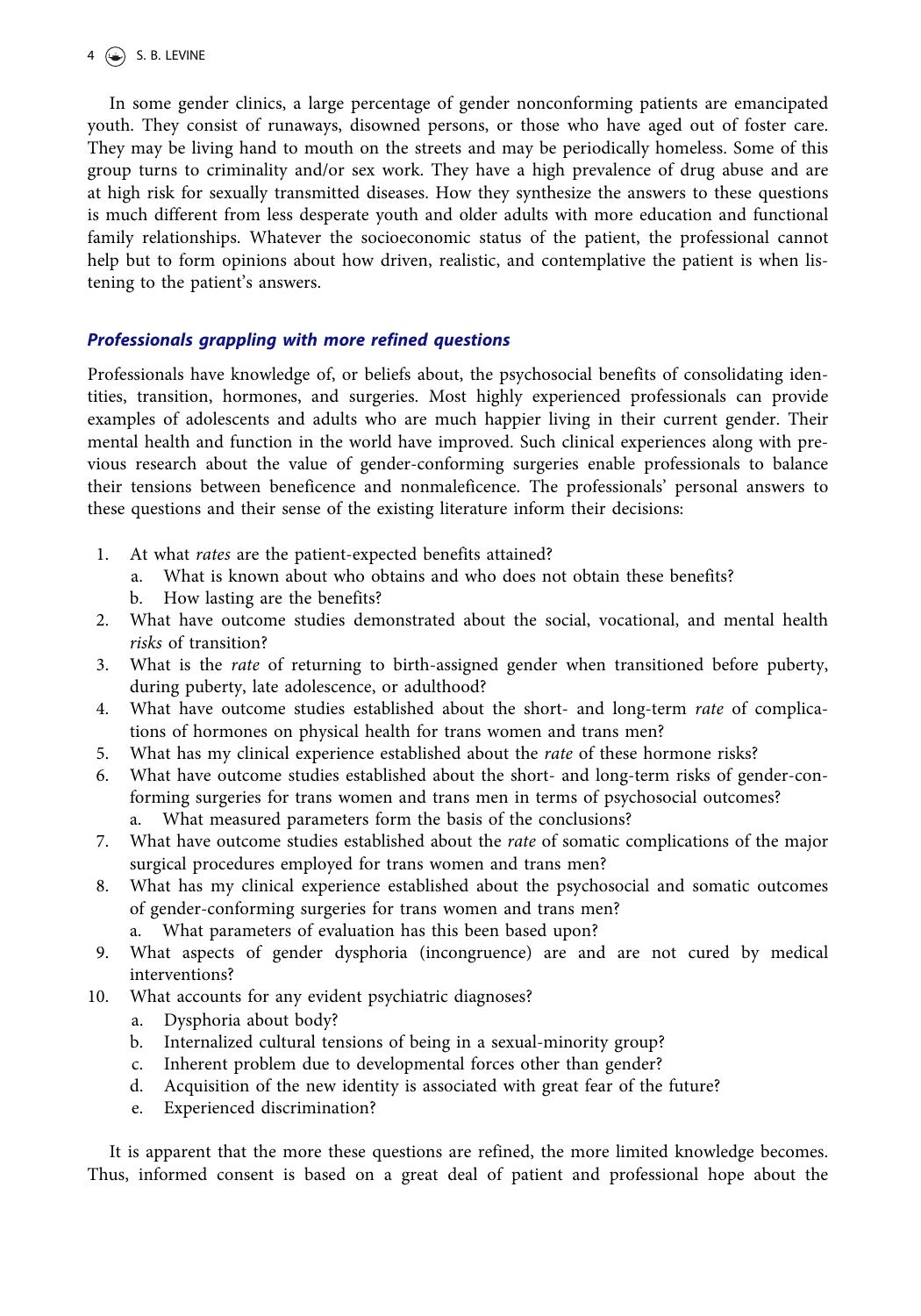In some gender clinics, a large percentage of gender nonconforming patients are emancipated youth. They consist of runaways, disowned persons, or those who have aged out of foster care. They may be living hand to mouth on the streets and may be periodically homeless. Some of this group turns to criminality and/or sex work. They have a high prevalence of drug abuse and are at high risk for sexually transmitted diseases. How they synthesize the answers to these questions is much different from less desperate youth and older adults with more education and functional family relationships. Whatever the socioeconomic status of the patient, the professional cannot help but to form opinions about how driven, realistic, and contemplative the patient is when listening to the patient's answers.

### *Professionals grappling with more refined questions*

Professionals have knowledge of, or beliefs about, the psychosocial benefits of consolidating identities, transition, hormones, and surgeries. Most highly experienced professionals can provide examples of adolescents and adults who are much happier living in their current gender. Their mental health and function in the world have improved. Such clinical experiences along with previous research about the value of gender-conforming surgeries enable professionals to balance their tensions between beneficence and nonmaleficence. The professionals' personal answers to these questions and their sense of the existing literature inform their decisions:

1. At what *rates* are the patient-expected benefits attained?
   a. What is known about who obtains and who does not obtain these benefits?
   b. How lasting are the benefits?
2. What have outcome studies demonstrated about the social, vocational, and mental health *risks* of transition?
3. What is the *rate* of returning to birth-assigned gender when transitioned before puberty, during puberty, late adolescence, or adulthood?
4. What have outcome studies established about the short- and long-term *rate* of complications of hormones on physical health for trans women and trans men?
5. What has my clinical experience established about the *rate* of these hormone risks?
6. What have outcome studies established about the short- and long-term risks of gender-conforming surgeries for trans women and trans men in terms of psychosocial outcomes?
   a. What measured parameters form the basis of the conclusions?
7. What have outcome studies established about the *rate* of somatic complications of the major surgical procedures employed for trans women and trans men?
8. What has my clinical experience established about the psychosocial and somatic outcomes of gender-conforming surgeries for trans women and trans men?
   a. What parameters of evaluation has this been based upon?
9. What aspects of gender dysphoria (incongruence) are and are not cured by medical interventions?
10. What accounts for any evident psychiatric diagnoses?
    a. Dysphoria about body?
    b. Internalized cultural tensions of being in a sexual-minority group?
    c. Inherent problem due to developmental forces other than gender?
    d. Acquisition of the new identity is associated with great fear of the future?
    e. Experienced discrimination?

It is apparent that the more these questions are refined, the more limited knowledge becomes. Thus, informed consent is based on a great deal of patient and professional hope about the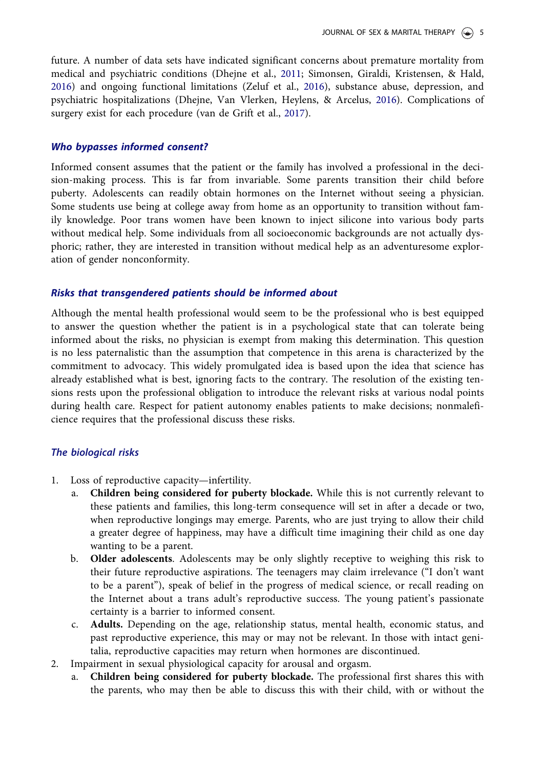future. A number of data sets have indicated significant concerns about premature mortality from medical and psychiatric conditions (Dhejne et al., 2011; Simonsen, Giraldi, Kristensen, & Hald, 2016) and ongoing functional limitations (Zeluf et al., 2016), substance abuse, depression, and psychiatric hospitalizations (Dhejne, Van Vlerken, Heylens, & Arcelus, 2016). Complications of surgery exist for each procedure (van de Grift et al., 2017).

### *Who bypasses informed consent?*

Informed consent assumes that the patient or the family has involved a professional in the decision-making process. This is far from invariable. Some parents transition their child before puberty. Adolescents can readily obtain hormones on the Internet without seeing a physician. Some students use being at college away from home as an opportunity to transition without family knowledge. Poor trans women have been known to inject silicone into various body parts without medical help. Some individuals from all socioeconomic backgrounds are not actually dysphoric; rather, they are interested in transition without medical help as an adventuresome exploration of gender nonconformity.

### *Risks that transgendered patients should be informed about*

Although the mental health professional would seem to be the professional who is best equipped to answer the question whether the patient is in a psychological state that can tolerate being informed about the risks, no physician is exempt from making this determination. This question is no less paternalistic than the assumption that competence in this arena is characterized by the commitment to advocacy. This widely promulgated idea is based upon the idea that science has already established what is best, ignoring facts to the contrary. The resolution of the existing tensions rests upon the professional obligation to introduce the relevant risks at various nodal points during health care. Respect for patient autonomy enables patients to make decisions; nonmaleficience requires that the professional discuss these risks.

### *The biological risks*

1. Loss of reproductive capacity—infertility.
   a. **Children being considered for puberty blockade.** While this is not currently relevant to these patients and families, this long-term consequence will set in after a decade or two, when reproductive longings may emerge. Parents, who are just trying to allow their child a greater degree of happiness, may have a difficult time imagining their child as one day wanting to be a parent.
   b. **Older adolescents**. Adolescents may be only slightly receptive to weighing this risk to their future reproductive aspirations. The teenagers may claim irrelevance ("I don't want to be a parent"), speak of belief in the progress of medical science, or recall reading on the Internet about a trans adult's reproductive success. The young patient's passionate certainty is a barrier to informed consent.
   c. **Adults.** Depending on the age, relationship status, mental health, economic status, and past reproductive experience, this may or may not be relevant. In those with intact genitalia, reproductive capacities may return when hormones are discontinued.
2. Impairment in sexual physiological capacity for arousal and orgasm.
   a. **Children being considered for puberty blockade.** The professional first shares this with the parents, who may then be able to discuss this with their child, with or without the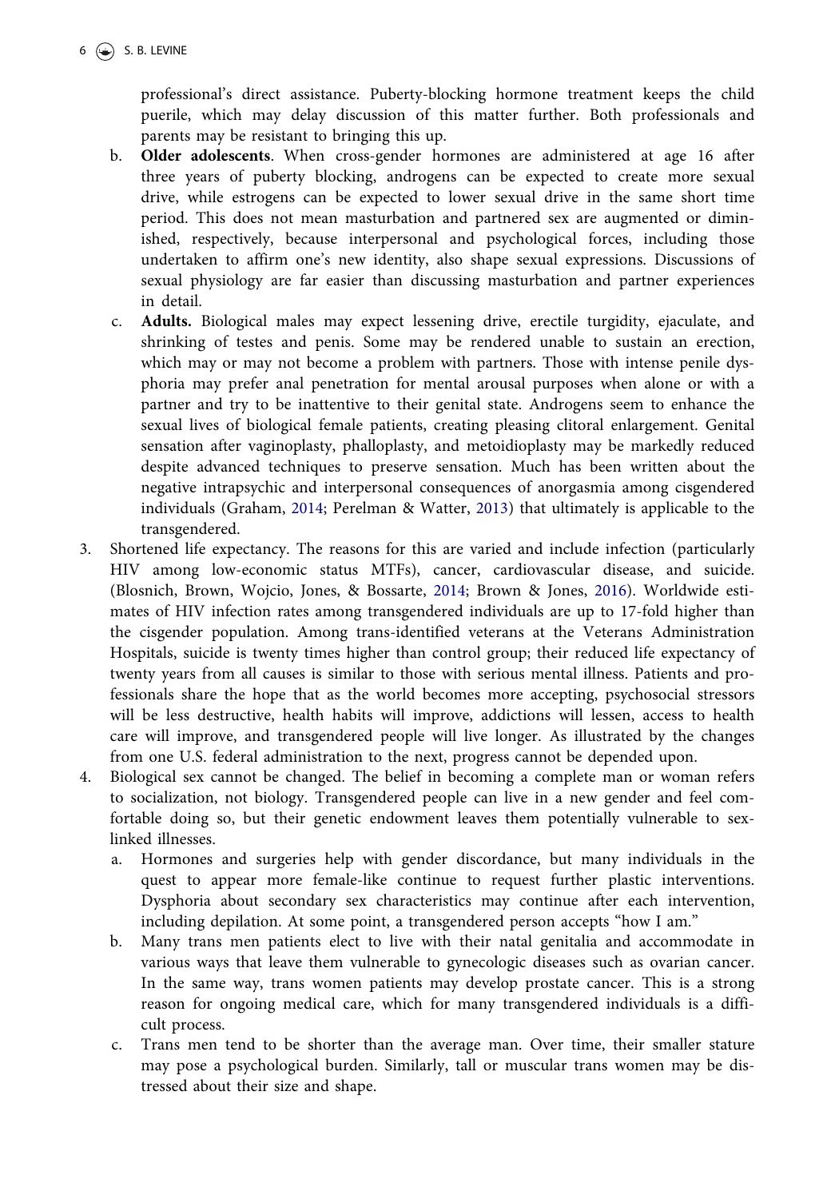professional's direct assistance. Puberty-blocking hormone treatment keeps the child puerile, which may delay discussion of this matter further. Both professionals and parents may be resistant to bringing this up.

   b. **Older adolescents**. When cross-gender hormones are administered at age 16 after three years of puberty blocking, androgens can be expected to create more sexual drive, while estrogens can be expected to lower sexual drive in the same short time period. This does not mean masturbation and partnered sex are augmented or diminished, respectively, because interpersonal and psychological forces, including those undertaken to affirm one's new identity, also shape sexual expressions. Discussions of sexual physiology are far easier than discussing masturbation and partner experiences in detail.

   c. **Adults.** Biological males may expect lessening drive, erectile turgidity, ejaculate, and shrinking of testes and penis. Some may be rendered unable to sustain an erection, which may or may not become a problem with partners. Those with intense penile dysphoria may prefer anal penetration for mental arousal purposes when alone or with a partner and try to be inattentive to their genital state. Androgens seem to enhance the sexual lives of biological female patients, creating pleasing clitoral enlargement. Genital sensation after vaginoplasty, phalloplasty, and metoidioplasty may be markedly reduced despite advanced techniques to preserve sensation. Much has been written about the negative intrapsychic and interpersonal consequences of anorgasmia among cisgendered individuals (Graham, 2014; Perelman & Watter, 2013) that ultimately is applicable to the transgendered.

3. Shortened life expectancy. The reasons for this are varied and include infection (particularly HIV among low-economic status MTFs), cancer, cardiovascular disease, and suicide. (Blosnich, Brown, Wojcio, Jones, & Bossarte, 2014; Brown & Jones, 2016). Worldwide estimates of HIV infection rates among transgendered individuals are up to 17-fold higher than the cisgender population. Among trans-identified veterans at the Veterans Administration Hospitals, suicide is twenty times higher than control group; their reduced life expectancy of twenty years from all causes is similar to those with serious mental illness. Patients and professionals share the hope that as the world becomes more accepting, psychosocial stressors will be less destructive, health habits will improve, addictions will lessen, access to health care will improve, and transgendered people will live longer. As illustrated by the changes from one U.S. federal administration to the next, progress cannot be depended upon.

4. Biological sex cannot be changed. The belief in becoming a complete man or woman refers to socialization, not biology. Transgendered people can live in a new gender and feel comfortable doing so, but their genetic endowment leaves them potentially vulnerable to sex-linked illnesses.

   a. Hormones and surgeries help with gender discordance, but many individuals in the quest to appear more female-like continue to request further plastic interventions. Dysphoria about secondary sex characteristics may continue after each intervention, including depilation. At some point, a transgendered person accepts "how I am."

   b. Many trans men patients elect to live with their natal genitalia and accommodate in various ways that leave them vulnerable to gynecologic diseases such as ovarian cancer. In the same way, trans women patients may develop prostate cancer. This is a strong reason for ongoing medical care, which for many transgendered individuals is a difficult process.

   c. Trans men tend to be shorter than the average man. Over time, their smaller stature may pose a psychological burden. Similarly, tall or muscular trans women may be distressed about their size and shape.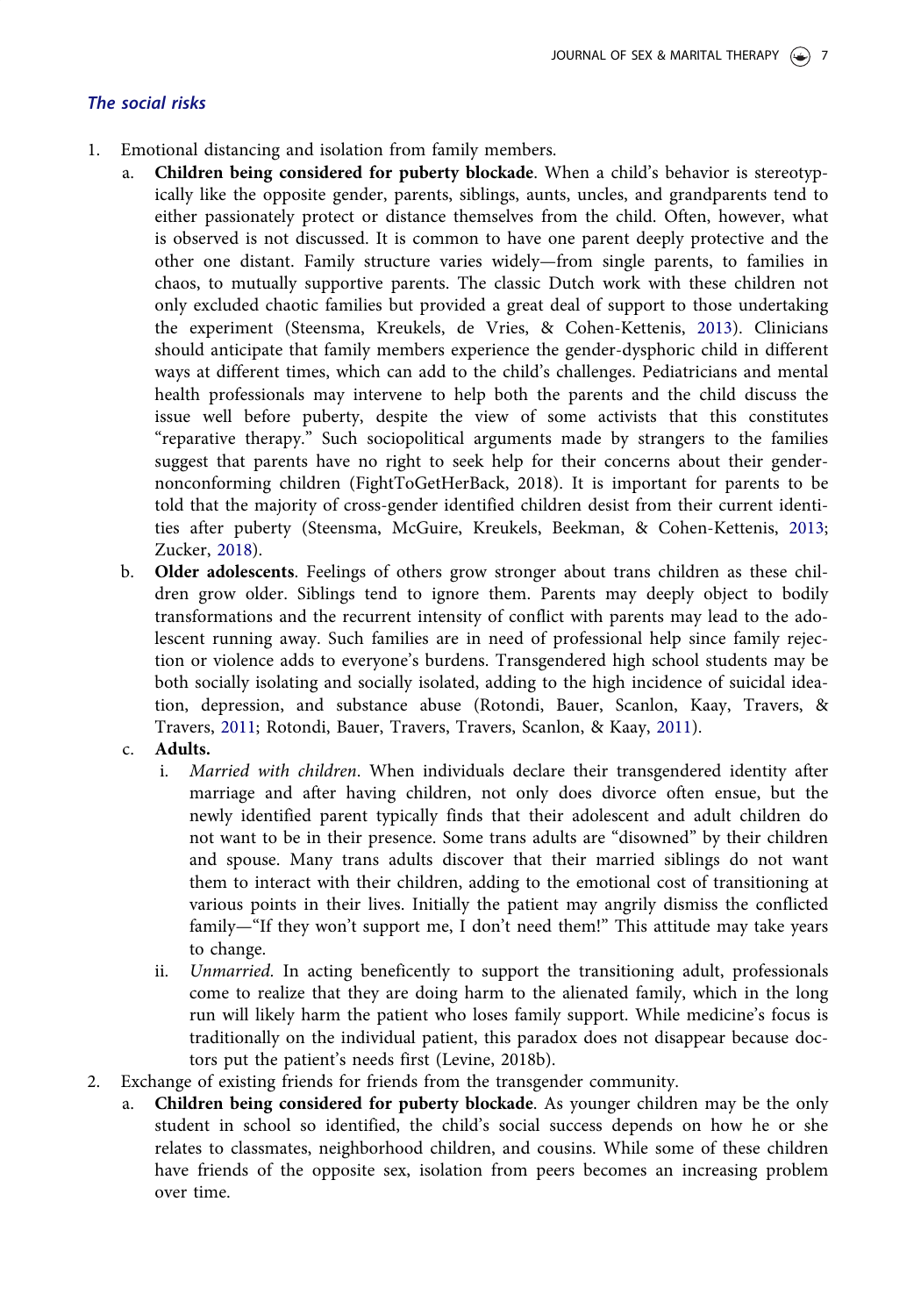### *The social risks*

1. Emotional distancing and isolation from family members.
   a. **Children being considered for puberty blockade**. When a child's behavior is stereotypically like the opposite gender, parents, siblings, aunts, uncles, and grandparents tend to either passionately protect or distance themselves from the child. Often, however, what is observed is not discussed. It is common to have one parent deeply protective and the other one distant. Family structure varies widely—from single parents, to families in chaos, to mutually supportive parents. The classic Dutch work with these children not only excluded chaotic families but provided a great deal of support to those undertaking the experiment (Steensma, Kreukels, de Vries, & Cohen-Kettenis, 2013). Clinicians should anticipate that family members experience the gender-dysphoric child in different ways at different times, which can add to the child's challenges. Pediatricians and mental health professionals may intervene to help both the parents and the child discuss the issue well before puberty, despite the view of some activists that this constitutes "reparative therapy." Such sociopolitical arguments made by strangers to the families suggest that parents have no right to seek help for their concerns about their gender-nonconforming children (FightToGetHerBack, 2018). It is important for parents to be told that the majority of cross-gender identified children desist from their current identities after puberty (Steensma, McGuire, Kreukels, Beekman, & Cohen-Kettenis, 2013; Zucker, 2018).
   b. **Older adolescents**. Feelings of others grow stronger about trans children as these children grow older. Siblings tend to ignore them. Parents may deeply object to bodily transformations and the recurrent intensity of conflict with parents may lead to the adolescent running away. Such families are in need of professional help since family rejection or violence adds to everyone's burdens. Transgendered high school students may be both socially isolating and socially isolated, adding to the high incidence of suicidal ideation, depression, and substance abuse (Rotondi, Bauer, Scanlon, Kaay, Travers, & Travers, 2011; Rotondi, Bauer, Travers, Travers, Scanlon, & Kaay, 2011).
   c. **Adults.**
      i. *Married with children*. When individuals declare their transgendered identity after marriage and after having children, not only does divorce often ensue, but the newly identified parent typically finds that their adolescent and adult children do not want to be in their presence. Some trans adults are "disowned" by their children and spouse. Many trans adults discover that their married siblings do not want them to interact with their children, adding to the emotional cost of transitioning at various points in their lives. Initially the patient may angrily dismiss the conflicted family—"If they won't support me, I don't need them!" This attitude may take years to change.
      ii. *Unmarried.* In acting beneficently to support the transitioning adult, professionals come to realize that they are doing harm to the alienated family, which in the long run will likely harm the patient who loses family support. While medicine's focus is traditionally on the individual patient, this paradox does not disappear because doctors put the patient's needs first (Levine, 2018b).
2. Exchange of existing friends for friends from the transgender community.
   a. **Children being considered for puberty blockade**. As younger children may be the only student in school so identified, the child's social success depends on how he or she relates to classmates, neighborhood children, and cousins. While some of these children have friends of the opposite sex, isolation from peers becomes an increasing problem over time.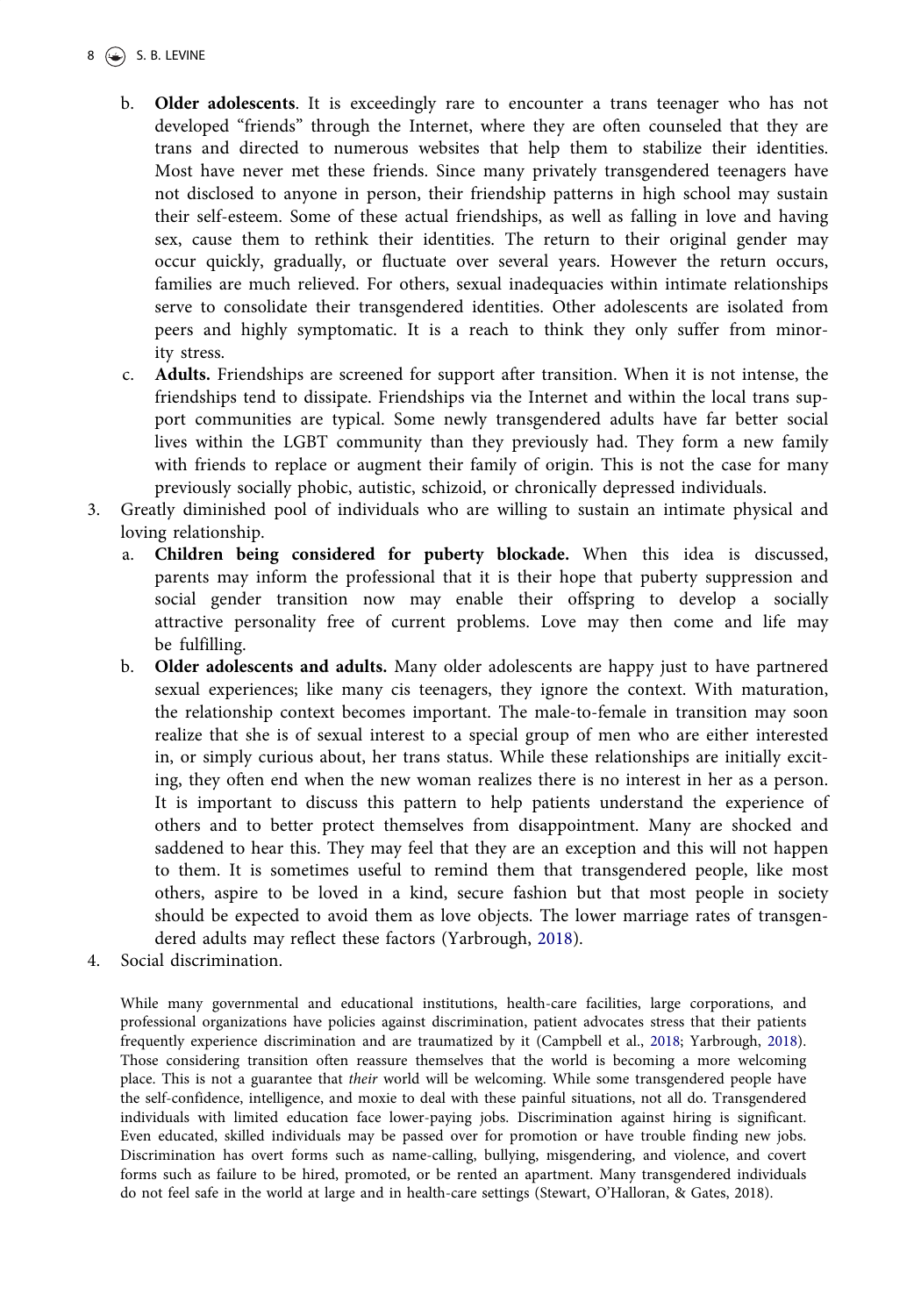b. **Older adolescents**. It is exceedingly rare to encounter a trans teenager who has not developed "friends" through the Internet, where they are often counseled that they are trans and directed to numerous websites that help them to stabilize their identities. Most have never met these friends. Since many privately transgendered teenagers have not disclosed to anyone in person, their friendship patterns in high school may sustain their self-esteem. Some of these actual friendships, as well as falling in love and having sex, cause them to rethink their identities. The return to their original gender may occur quickly, gradually, or fluctuate over several years. However the return occurs, families are much relieved. For others, sexual inadequacies within intimate relationships serve to consolidate their transgendered identities. Other adolescents are isolated from peers and highly symptomatic. It is a reach to think they only suffer from minority stress.

c. **Adults.** Friendships are screened for support after transition. When it is not intense, the friendships tend to dissipate. Friendships via the Internet and within the local trans support communities are typical. Some newly transgendered adults have far better social lives within the LGBT community than they previously had. They form a new family with friends to replace or augment their family of origin. This is not the case for many previously socially phobic, autistic, schizoid, or chronically depressed individuals.

3. Greatly diminished pool of individuals who are willing to sustain an intimate physical and loving relationship.

   a. **Children being considered for puberty blockade.** When this idea is discussed, parents may inform the professional that it is their hope that puberty suppression and social gender transition now may enable their offspring to develop a socially attractive personality free of current problems. Love may then come and life may be fulfilling.

   b. **Older adolescents and adults.** Many older adolescents are happy just to have partnered sexual experiences; like many cis teenagers, they ignore the context. With maturation, the relationship context becomes important. The male-to-female in transition may soon realize that she is of sexual interest to a special group of men who are either interested in, or simply curious about, her trans status. While these relationships are initially exciting, they often end when the new woman realizes there is no interest in her as a person. It is important to discuss this pattern to help patients understand the experience of others and to better protect themselves from disappointment. Many are shocked and saddened to hear this. They may feel that they are an exception and this will not happen to them. It is sometimes useful to remind them that transgendered people, like most others, aspire to be loved in a kind, secure fashion but that most people in society should be expected to avoid them as love objects. The lower marriage rates of transgendered adults may reflect these factors (Yarbrough, 2018).

4. Social discrimination.

While many governmental and educational institutions, health-care facilities, large corporations, and professional organizations have policies against discrimination, patient advocates stress that their patients frequently experience discrimination and are traumatized by it (Campbell et al., 2018; Yarbrough, 2018). Those considering transition often reassure themselves that the world is becoming a more welcoming place. This is not a guarantee that *their* world will be welcoming. While some transgendered people have the self-confidence, intelligence, and moxie to deal with these painful situations, not all do. Transgendered individuals with limited education face lower-paying jobs. Discrimination against hiring is significant. Even educated, skilled individuals may be passed over for promotion or have trouble finding new jobs. Discrimination has overt forms such as name-calling, bullying, misgendering, and violence, and covert forms such as failure to be hired, promoted, or be rented an apartment. Many transgendered individuals do not feel safe in the world at large and in health-care settings (Stewart, O'Halloran, & Gates, 2018).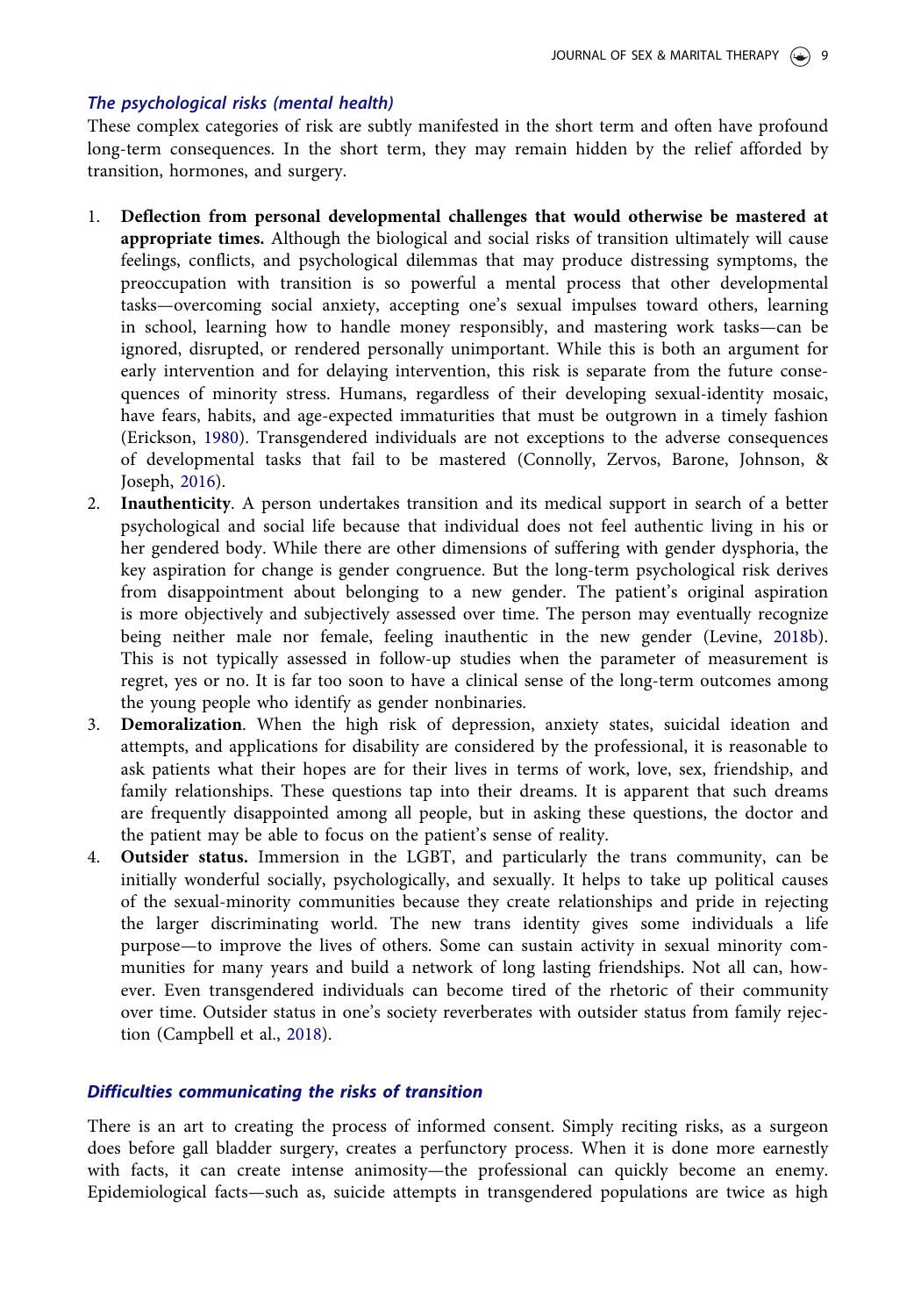### *The psychological risks (mental health)*

These complex categories of risk are subtly manifested in the short term and often have profound long-term consequences. In the short term, they may remain hidden by the relief afforded by transition, hormones, and surgery.

1. **Deflection from personal developmental challenges that would otherwise be mastered at appropriate times.** Although the biological and social risks of transition ultimately will cause feelings, conflicts, and psychological dilemmas that may produce distressing symptoms, the preoccupation with transition is so powerful a mental process that other developmental tasks—overcoming social anxiety, accepting one's sexual impulses toward others, learning in school, learning how to handle money responsibly, and mastering work tasks—can be ignored, disrupted, or rendered personally unimportant. While this is both an argument for early intervention and for delaying intervention, this risk is separate from the future consequences of minority stress. Humans, regardless of their developing sexual-identity mosaic, have fears, habits, and age-expected immaturities that must be outgrown in a timely fashion (Erickson, 1980). Transgendered individuals are not exceptions to the adverse consequences of developmental tasks that fail to be mastered (Connolly, Zervos, Barone, Johnson, & Joseph, 2016).
2. **Inauthenticity**. A person undertakes transition and its medical support in search of a better psychological and social life because that individual does not feel authentic living in his or her gendered body. While there are other dimensions of suffering with gender dysphoria, the key aspiration for change is gender congruence. But the long-term psychological risk derives from disappointment about belonging to a new gender. The patient's original aspiration is more objectively and subjectively assessed over time. The person may eventually recognize being neither male nor female, feeling inauthentic in the new gender (Levine, 2018b). This is not typically assessed in follow-up studies when the parameter of measurement is regret, yes or no. It is far too soon to have a clinical sense of the long-term outcomes among the young people who identify as gender nonbinaries.
3. **Demoralization**. When the high risk of depression, anxiety states, suicidal ideation and attempts, and applications for disability are considered by the professional, it is reasonable to ask patients what their hopes are for their lives in terms of work, love, sex, friendship, and family relationships. These questions tap into their dreams. It is apparent that such dreams are frequently disappointed among all people, but in asking these questions, the doctor and the patient may be able to focus on the patient's sense of reality.
4. **Outsider status.** Immersion in the LGBT, and particularly the trans community, can be initially wonderful socially, psychologically, and sexually. It helps to take up political causes of the sexual-minority communities because they create relationships and pride in rejecting the larger discriminating world. The new trans identity gives some individuals a life purpose—to improve the lives of others. Some can sustain activity in sexual minority communities for many years and build a network of long lasting friendships. Not all can, however. Even transgendered individuals can become tired of the rhetoric of their community over time. Outsider status in one's society reverberates with outsider status from family rejection (Campbell et al., 2018).

### *Difficulties communicating the risks of transition*

There is an art to creating the process of informed consent. Simply reciting risks, as a surgeon does before gall bladder surgery, creates a perfunctory process. When it is done more earnestly with facts, it can create intense animosity—the professional can quickly become an enemy. Epidemiological facts—such as, suicide attempts in transgendered populations are twice as high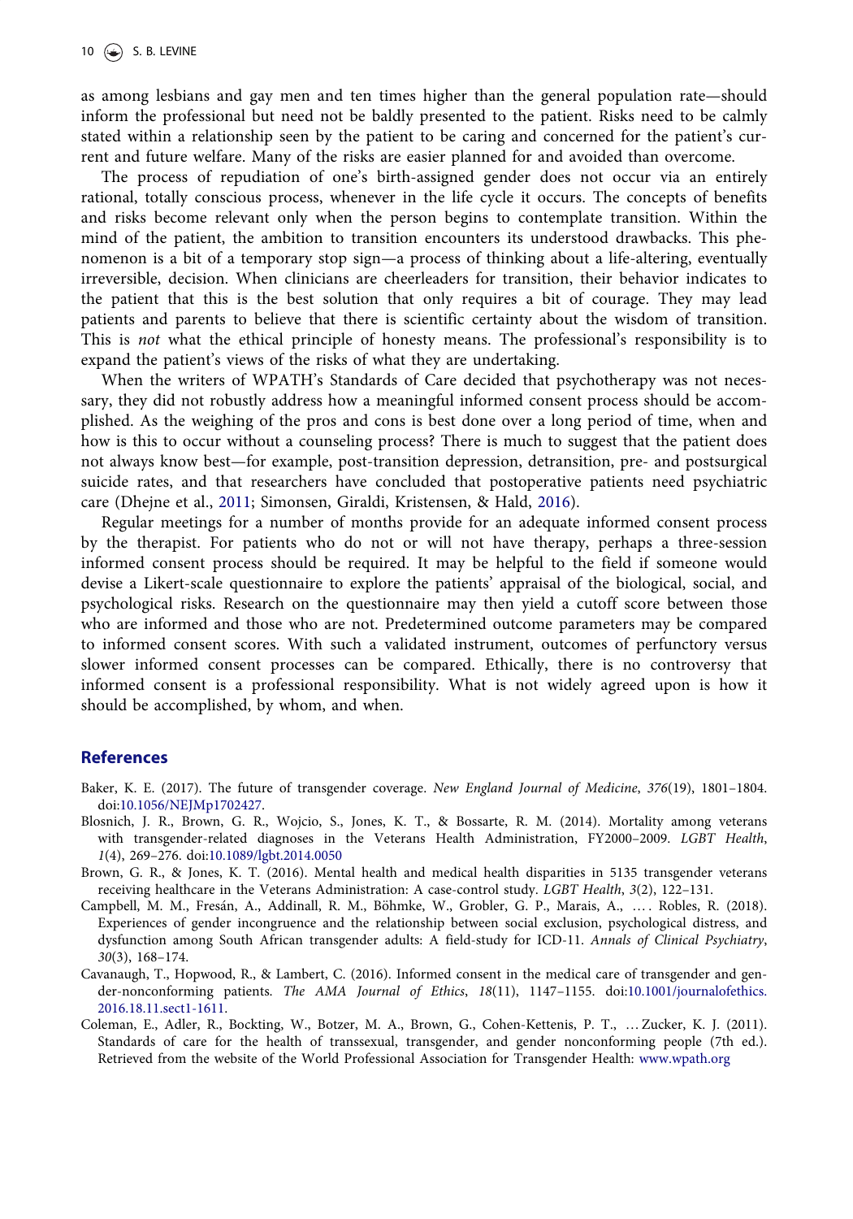as among lesbians and gay men and ten times higher than the general population rate—should inform the professional but need not be baldly presented to the patient. Risks need to be calmly stated within a relationship seen by the patient to be caring and concerned for the patient's current and future welfare. Many of the risks are easier planned for and avoided than overcome.

The process of repudiation of one's birth-assigned gender does not occur via an entirely rational, totally conscious process, whenever in the life cycle it occurs. The concepts of benefits and risks become relevant only when the person begins to contemplate transition. Within the mind of the patient, the ambition to transition encounters its understood drawbacks. This phenomenon is a bit of a temporary stop sign—a process of thinking about a life-altering, eventually irreversible, decision. When clinicians are cheerleaders for transition, their behavior indicates to the patient that this is the best solution that only requires a bit of courage. They may lead patients and parents to believe that there is scientific certainty about the wisdom of transition. This is *not* what the ethical principle of honesty means. The professional's responsibility is to expand the patient's views of the risks of what they are undertaking.

When the writers of WPATH's Standards of Care decided that psychotherapy was not necessary, they did not robustly address how a meaningful informed consent process should be accomplished. As the weighing of the pros and cons is best done over a long period of time, when and how is this to occur without a counseling process? There is much to suggest that the patient does not always know best—for example, post-transition depression, detransition, pre- and postsurgical suicide rates, and that researchers have concluded that postoperative patients need psychiatric care (Dhejne et al., 2011; Simonsen, Giraldi, Kristensen, & Hald, 2016).

Regular meetings for a number of months provide for an adequate informed consent process by the therapist. For patients who do not or will not have therapy, perhaps a three-session informed consent process should be required. It may be helpful to the field if someone would devise a Likert-scale questionnaire to explore the patients' appraisal of the biological, social, and psychological risks. Research on the questionnaire may then yield a cutoff score between those who are informed and those who are not. Predetermined outcome parameters may be compared to informed consent scores. With such a validated instrument, outcomes of perfunctory versus slower informed consent processes can be compared. Ethically, there is no controversy that informed consent is a professional responsibility. What is not widely agreed upon is how it should be accomplished, by whom, and when.

## References

Baker, K. E. (2017). The future of transgender coverage. *New England Journal of Medicine*, *376*(19), 1801–1804. doi:10.1056/NEJMp1702427.

Blosnich, J. R., Brown, G. R., Wojcio, S., Jones, K. T., & Bossarte, R. M. (2014). Mortality among veterans with transgender-related diagnoses in the Veterans Health Administration, FY2000–2009. *LGBT Health*, *1*(4), 269–276. doi:10.1089/lgbt.2014.0050

Brown, G. R., & Jones, K. T. (2016). Mental health and medical health disparities in 5135 transgender veterans receiving healthcare in the Veterans Administration: A case-control study. *LGBT Health*, *3*(2), 122–131.

Campbell, M. M., Fresán, A., Addinall, R. M., Böhmke, W., Grobler, G. P., Marais, A., … . Robles, R. (2018). Experiences of gender incongruence and the relationship between social exclusion, psychological distress, and dysfunction among South African transgender adults: A field-study for ICD-11. *Annals of Clinical Psychiatry*, *30*(3), 168–174.

Cavanaugh, T., Hopwood, R., & Lambert, C. (2016). Informed consent in the medical care of transgender and gender-nonconforming patients. *The AMA Journal of Ethics*, *18*(11), 1147–1155. doi:10.1001/journalofethics.2016.18.11.sect1-1611.

Coleman, E., Adler, R., Bockting, W., Botzer, M. A., Brown, G., Cohen-Kettenis, P. T., … Zucker, K. J. (2011). Standards of care for the health of transsexual, transgender, and gender nonconforming people (7th ed.). Retrieved from the website of the World Professional Association for Transgender Health: www.wpath.org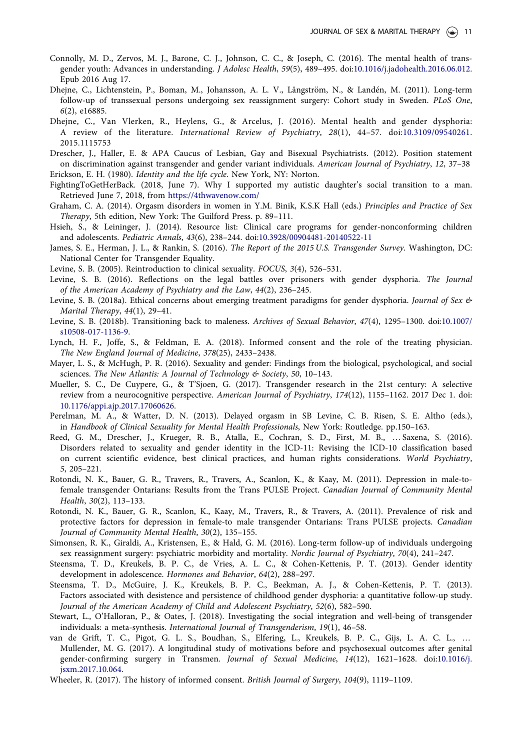Connolly, M. D., Zervos, M. J., Barone, C. J., Johnson, C. C., & Joseph, C. (2016). The mental health of transgender youth: Advances in understanding. *J Adolesc Health*, *59*(5), 489–495. doi:10.1016/j.jadohealth.2016.06.012. Epub 2016 Aug 17.

Dhejne, C., Lichtenstein, P., Boman, M., Johansson, A. L. V., Långström, N., & Landén, M. (2011). Long-term follow-up of transsexual persons undergoing sex reassignment surgery: Cohort study in Sweden. *PLoS One*, *6*(2), e16885.

Dhejne, C., Van Vlerken, R., Heylens, G., & Arcelus, J. (2016). Mental health and gender dysphoria: A review of the literature. *International Review of Psychiatry*, *28*(1), 44–57. doi:10.3109/09540261.2015.1115753

Drescher, J., Haller, E. & APA Caucus of Lesbian, Gay and Bisexual Psychiatrists. (2012). Position statement on discrimination against transgender and gender variant individuals. *American Journal of Psychiatry*, *12*, 37–38

Erickson, E. H. (1980). *Identity and the life cycle*. New York, NY: Norton.

FightingToGetHerBack. (2018, June 7). Why I supported my autistic daughter's social transition to a man. Retrieved June 7, 2018, from https://4thwavenow.com/

Graham, C. A. (2014). Orgasm disorders in women in Y.M. Binik, K.S.K Hall (eds.) *Principles and Practice of Sex Therapy*, 5th edition, New York: The Guilford Press. p. 89–111.

Hsieh, S., & Leininger, J. (2014). Resource list: Clinical care programs for gender-nonconforming children and adolescents. *Pediatric Annals*, *43*(6), 238–244. doi:10.3928/00904481-20140522-11

James, S. E., Herman, J. L., & Rankin, S. (2016). *The Report of the 2015 U.S. Transgender Survey*. Washington, DC: National Center for Transgender Equality.

Levine, S. B. (2005). Reintroduction to clinical sexuality. *FOCUS*, *3*(4), 526–531.

Levine, S. B. (2016). Reflections on the legal battles over prisoners with gender dysphoria. *The Journal of the American Academy of Psychiatry and the Law*, *44*(2), 236–245.

Levine, S. B. (2018a). Ethical concerns about emerging treatment paradigms for gender dysphoria. *Journal of Sex & Marital Therapy*, *44*(1), 29–41.

Levine, S. B. (2018b). Transitioning back to maleness. *Archives of Sexual Behavior*, *47*(4), 1295–1300. doi:10.1007/s10508-017-1136-9.

Lynch, H. F., Joffe, S., & Feldman, E. A. (2018). Informed consent and the role of the treating physician. *The New England Journal of Medicine*, *378*(25), 2433–2438.

Mayer, L. S., & McHugh, P. R. (2016). Sexuality and gender: Findings from the biological, psychological, and social sciences. *The New Atlantis: A Journal of Technology & Society*, *50*, 10–143.

Mueller, S. C., De Cuypere, G., & T'Sjoen, G. (2017). Transgender research in the 21st century: A selective review from a neurocognitive perspective. *American Journal of Psychiatry*, *174*(12), 1155–1162. 2017 Dec 1. doi:10.1176/appi.ajp.2017.17060626.

Perelman, M. A., & Watter, D. N. (2013). Delayed orgasm in SB Levine, C. B. Risen, S. E. Altho (eds.), in *Handbook of Clinical Sexuality for Mental Health Professionals*, New York: Routledge. pp.150–163.

Reed, G. M., Drescher, J., Krueger, R. B., Atalla, E., Cochran, S. D., First, M. B., … Saxena, S. (2016). Disorders related to sexuality and gender identity in the ICD-11: Revising the ICD-10 classification based on current scientific evidence, best clinical practices, and human rights considerations. *World Psychiatry*, *5*, 205–221.

Rotondi, N. K., Bauer, G. R., Travers, R., Travers, A., Scanlon, K., & Kaay, M. (2011). Depression in male-to-female transgender Ontarians: Results from the Trans PULSE Project. *Canadian Journal of Community Mental Health*, *30*(2), 113–133.

Rotondi, N. K., Bauer, G. R., Scanlon, K., Kaay, M., Travers, R., & Travers, A. (2011). Prevalence of risk and protective factors for depression in female-to-male transgender Ontarians: Trans PULSE projects. *Canadian Journal of Community Mental Health*, *30*(2), 135–155.

Simonsen, R. K., Giraldi, A., Kristensen, E., & Hald, G. M. (2016). Long-term follow-up of individuals undergoing sex reassignment surgery: psychiatric morbidity and mortality. *Nordic Journal of Psychiatry*, *70*(4), 241–247.

Steensma, T. D., Kreukels, B. P. C., de Vries, A. L. C., & Cohen-Kettenis, P. T. (2013). Gender identity development in adolescence. *Hormones and Behavior*, *64*(2), 288–297.

Steensma, T. D., McGuire, J. K., Kreukels, B. P. C., Beekman, A. J., & Cohen-Kettenis, P. T. (2013). Factors associated with desistence and persistence of childhood gender dysphoria: a quantitative follow-up study. *Journal of the American Academy of Child and Adolescent Psychiatry*, *52*(6), 582–590.

Stewart, L., O'Halloran, P., & Oates, J. (2018). Investigating the social integration and well-being of transgender individuals: a meta-synthesis. *International Journal of Transgenderism*, *19*(1), 46–58.

van de Grift, T. C., Pigot, G. L. S., Boudhan, S., Elfering, L., Kreukels, B. P. C., Gijs, L. A. C. L., … Mullender, M. G. (2017). A longitudinal study of motivations before and psychosexual outcomes after genital gender-confirming surgery in Transmen. *Journal of Sexual Medicine*, *14*(12), 1621–1628. doi:10.1016/j.jsxm.2017.10.064.

Wheeler, R. (2017). The history of informed consent. *British Journal of Surgery*, *104*(9), 1119–1109.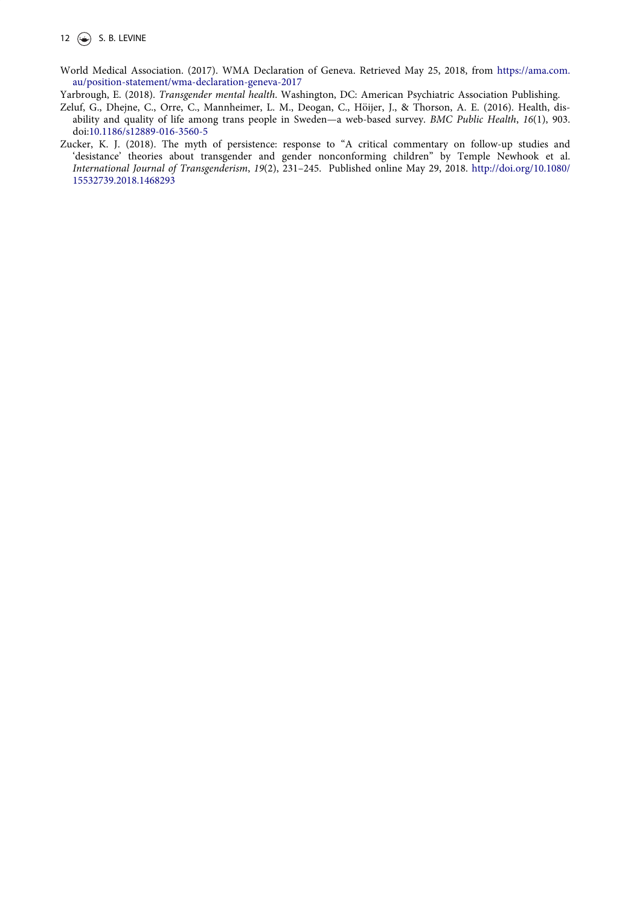World Medical Association. (2017). WMA Declaration of Geneva. Retrieved May 25, 2018, from https://ama.com.au/position-statement/wma-declaration-geneva-2017

Yarbrough, E. (2018). *Transgender mental health*. Washington, DC: American Psychiatric Association Publishing.

Zeluf, G., Dhejne, C., Orre, C., Mannheimer, L. M., Deogan, C., Höijer, J., & Thorson, A. E. (2016). Health, disability and quality of life among trans people in Sweden—a web-based survey. *BMC Public Health*, *16*(1), 903. doi:10.1186/s12889-016-3560-5

Zucker, K. J. (2018). The myth of persistence: response to "A critical commentary on follow-up studies and 'desistance' theories about transgender and gender nonconforming children" by Temple Newhook et al. *International Journal of Transgenderism*, *19*(2), 231–245. Published online May 29, 2018. http://doi.org/10.1080/15532739.2018.1468293